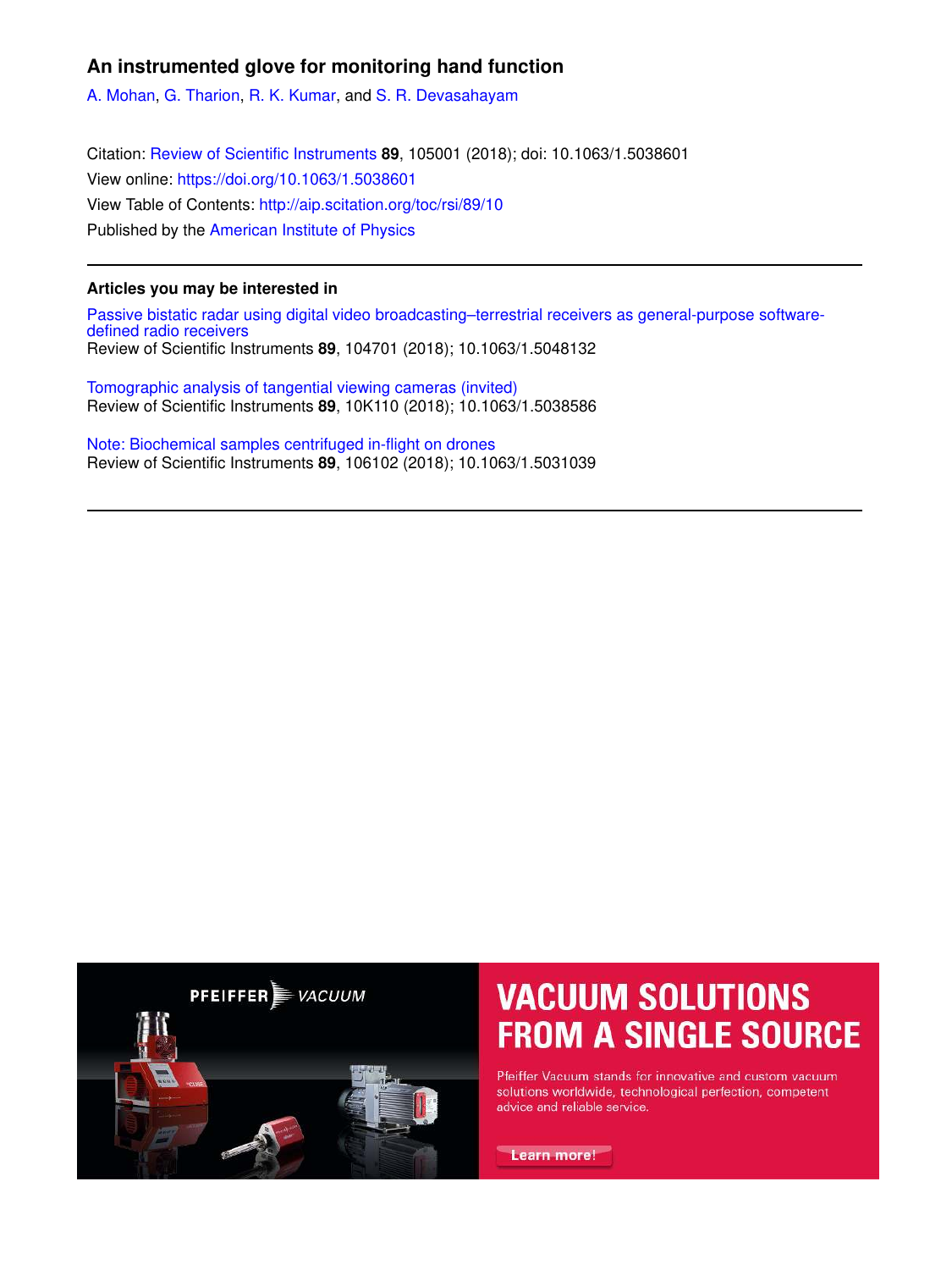# An instrumented glove for monitoring hand function

A. Mohan, G. Tharion, R. K. Kumar, and S. R. Devasahayam

Citation: Review of Scientific Instruments **89**, 105001 (2018); doi: 10.1063/1.5038601
View online: https://doi.org/10.1063/1.5038601
View Table of Contents: http://aip.scitation.org/toc/rsi/89/10
Published by the American Institute of Physics

---

**Articles you may be interested in**

Passive bistatic radar using digital video broadcasting–terrestrial receivers as general-purpose software-defined radio receivers
Review of Scientific Instruments **89**, 104701 (2018); 10.1063/1.5048132

Tomographic analysis of tangential viewing cameras (invited)
Review of Scientific Instruments **89**, 10K110 (2018); 10.1063/1.5038586

Note: Biochemical samples centrifuged in-flight on drones
Review of Scientific Instruments **89**, 106102 (2018); 10.1063/1.5031039

---

PFEIFFER VACUUM

VACUUM SOLUTIONS FROM A SINGLE SOURCE

Pfeiffer Vacuum stands for innovative and custom vacuum solutions worldwide, technological perfection, competent advice and reliable service.

Learn more!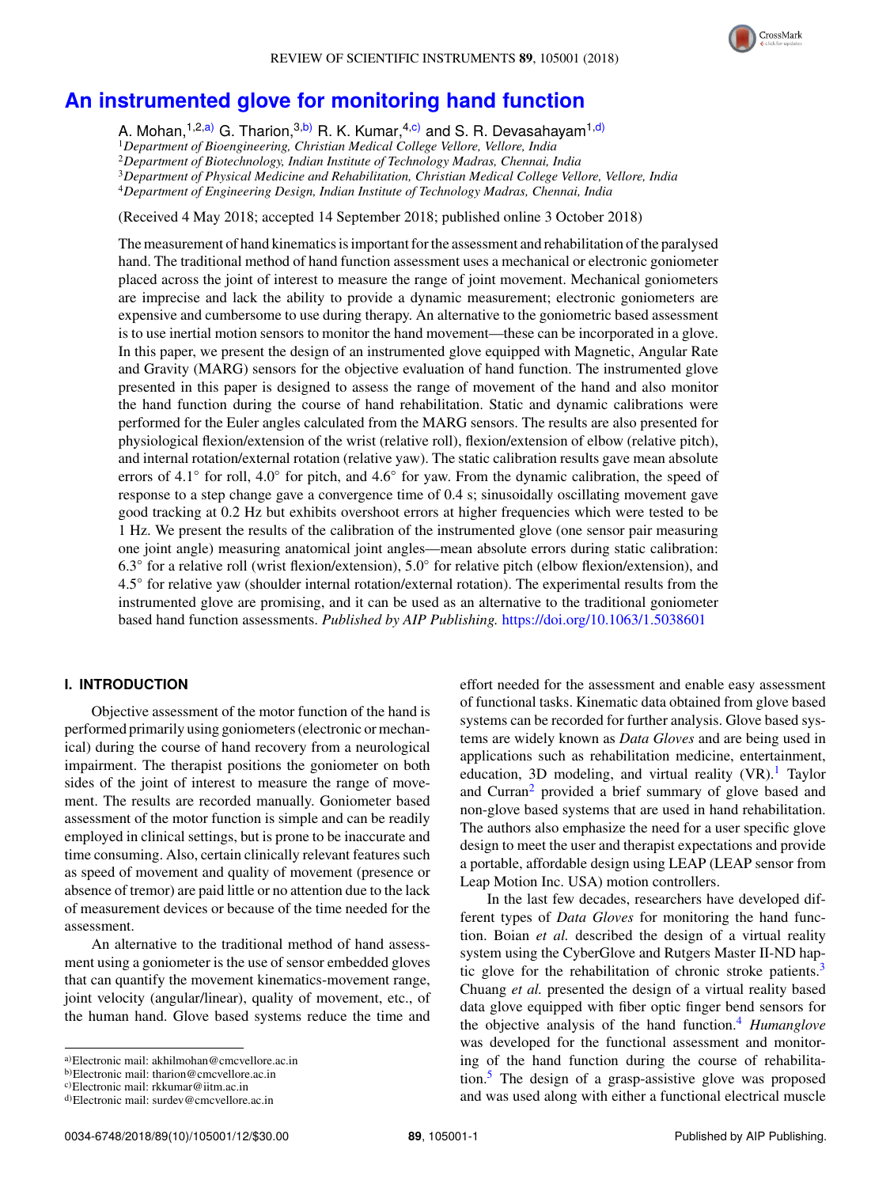# An instrumented glove for monitoring hand function

A. Mohan,[1,2,a)] G. Tharion,[3,b)] R. K. Kumar,[4,c)] and S. R. Devasahayam[1,d)]

[1]*Department of Bioengineering, Christian Medical College Vellore, Vellore, India*
[2]*Department of Biotechnology, Indian Institute of Technology Madras, Chennai, India*
[3]*Department of Physical Medicine and Rehabilitation, Christian Medical College Vellore, Vellore, India*
[4]*Department of Engineering Design, Indian Institute of Technology Madras, Chennai, India*

(Received 4 May 2018; accepted 14 September 2018; published online 3 October 2018)

The measurement of hand kinematics is important for the assessment and rehabilitation of the paralysed hand. The traditional method of hand function assessment uses a mechanical or electronic goniometer placed across the joint of interest to measure the range of joint movement. Mechanical goniometers are imprecise and lack the ability to provide a dynamic measurement; electronic goniometers are expensive and cumbersome to use during therapy. An alternative to the goniometric based assessment is to use inertial motion sensors to monitor the hand movement—these can be incorporated in a glove. In this paper, we present the design of an instrumented glove equipped with Magnetic, Angular Rate and Gravity (MARG) sensors for the objective evaluation of hand function. The instrumented glove presented in this paper is designed to assess the range of movement of the hand and also monitor the hand function during the course of hand rehabilitation. Static and dynamic calibrations were performed for the Euler angles calculated from the MARG sensors. The results are also presented for physiological flexion/extension of the wrist (relative roll), flexion/extension of elbow (relative pitch), and internal rotation/external rotation (relative yaw). The static calibration results gave mean absolute errors of 4.1° for roll, 4.0° for pitch, and 4.6° for yaw. From the dynamic calibration, the speed of response to a step change gave a convergence time of 0.4 s; sinusoidally oscillating movement gave good tracking at 0.2 Hz but exhibits overshoot errors at higher frequencies which were tested to be 1 Hz. We present the results of the calibration of the instrumented glove (one sensor pair measuring one joint angle) measuring anatomical joint angles—mean absolute errors during static calibration: 6.3° for a relative roll (wrist flexion/extension), 5.0° for relative pitch (elbow flexion/extension), and 4.5° for relative yaw (shoulder internal rotation/external rotation). The experimental results from the instrumented glove are promising, and it can be used as an alternative to the traditional goniometer based hand function assessments. *Published by AIP Publishing.* https://doi.org/10.1063/1.5038601

## I. INTRODUCTION

Objective assessment of the motor function of the hand is performed primarily using goniometers (electronic or mechanical) during the course of hand recovery from a neurological impairment. The therapist positions the goniometer on both sides of the joint of interest to measure the range of movement. The results are recorded manually. Goniometer based assessment of the motor function is simple and can be readily employed in clinical settings, but is prone to be inaccurate and time consuming. Also, certain clinically relevant features such as speed of movement and quality of movement (presence or absence of tremor) are paid little or no attention due to the lack of measurement devices or because of the time needed for the assessment.

An alternative to the traditional method of hand assessment using a goniometer is the use of sensor embedded gloves that can quantify the movement kinematics-movement range, joint velocity (angular/linear), quality of movement, etc., of the human hand. Glove based systems reduce the time and effort needed for the assessment and enable easy assessment of functional tasks. Kinematic data obtained from glove based systems can be recorded for further analysis. Glove based systems are widely known as *Data Gloves* and are being used in applications such as rehabilitation medicine, entertainment, education, 3D modeling, and virtual reality (VR).[1] Taylor and Curran[2] provided a brief summary of glove based and non-glove based systems that are used in hand rehabilitation. The authors also emphasize the need for a user specific glove design to meet the user and therapist expectations and provide a portable, affordable design using LEAP (LEAP sensor from Leap Motion Inc. USA) motion controllers.

In the last few decades, researchers have developed different types of *Data Gloves* for monitoring the hand function. Boian *et al.* described the design of a virtual reality system using the CyberGlove and Rutgers Master II-ND haptic glove for the rehabilitation of chronic stroke patients.[3] Chuang *et al.* presented the design of a virtual reality based data glove equipped with fiber optic finger bend sensors for the objective analysis of the hand function.[4] *Humanglove* was developed for the functional assessment and monitoring of the hand function during the course of rehabilitation.[5] The design of a grasp-assistive glove was proposed and was used along with either a functional electrical muscle

---

a)Electronic mail: akhilmohan@cmcvellore.ac.in
b)Electronic mail: tharion@cmcvellore.ac.in
c)Electronic mail: rkkumar@iitm.ac.in
d)Electronic mail: surdev@cmcvellore.ac.in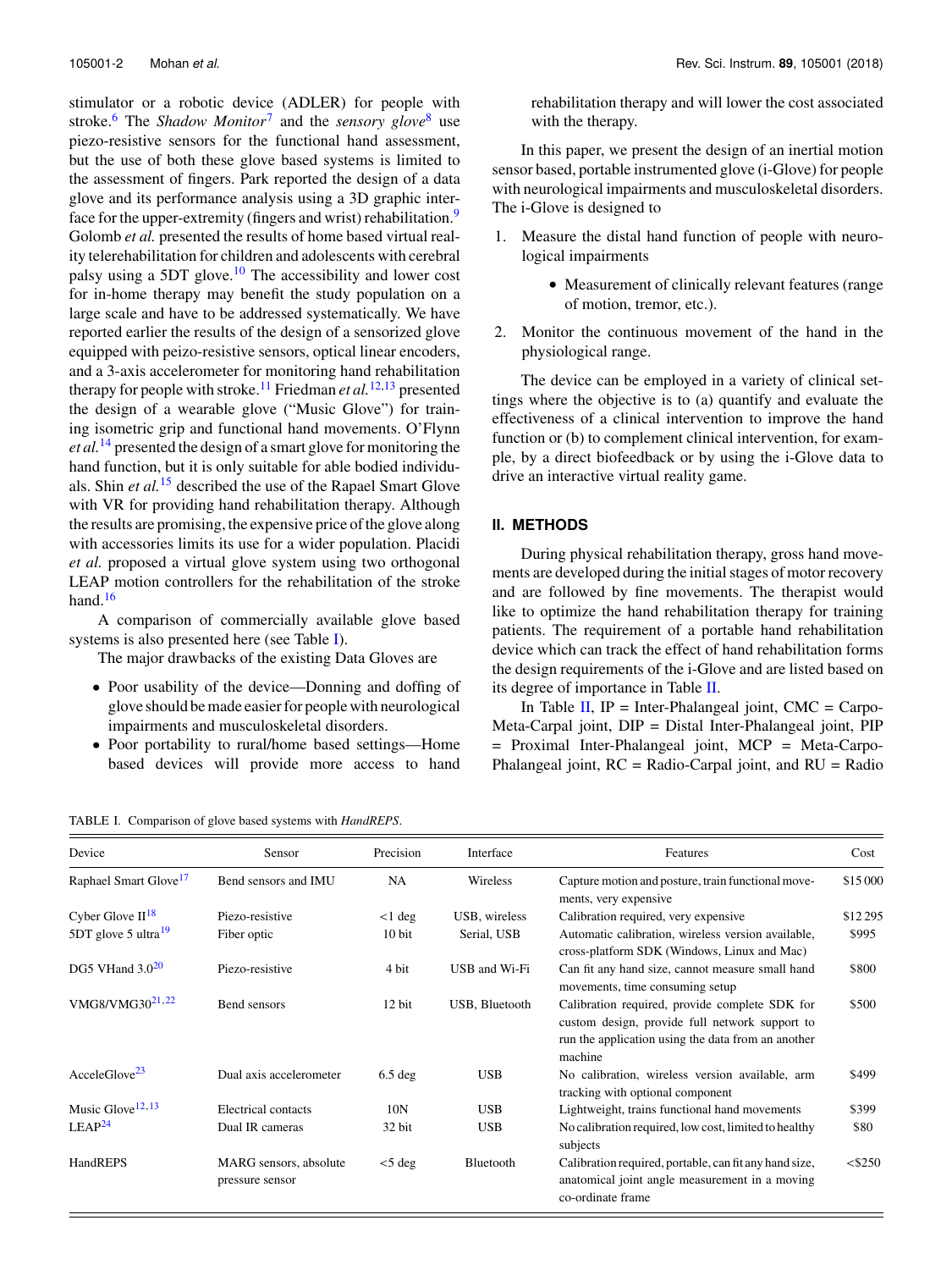stimulator or a robotic device (ADLER) for people with stroke.[6] The *Shadow Monitor*[7] and the *sensory glove*[8] use piezo-resistive sensors for the functional hand assessment, but the use of both these glove based systems is limited to the assessment of fingers. Park reported the design of a data glove and its performance analysis using a 3D graphic interface for the upper-extremity (fingers and wrist) rehabilitation.[9] Golomb *et al.* presented the results of home based virtual reality telerehabilitation for children and adolescents with cerebral palsy using a 5DT glove.[10] The accessibility and lower cost for in-home therapy may benefit the study population on a large scale and have to be addressed systematically. We have reported earlier the results of the design of a sensorized glove equipped with peizo-resistive sensors, optical linear encoders, and a 3-axis accelerometer for monitoring hand rehabilitation therapy for people with stroke.[11] Friedman *et al.*[12,13] presented the design of a wearable glove ("Music Glove") for training isometric grip and functional hand movements. O'Flynn *et al.*[14] presented the design of a smart glove for monitoring the hand function, but it is only suitable for able bodied individuals. Shin *et al.*[15] described the use of the Rapael Smart Glove with VR for providing hand rehabilitation therapy. Although the results are promising, the expensive price of the glove along with accessories limits its use for a wider population. Placidi *et al.* proposed a virtual glove system using two orthogonal LEAP motion controllers for the rehabilitation of the stroke hand.[16]

A comparison of commercially available glove based systems is also presented here (see Table I).

The major drawbacks of the existing Data Gloves are

- Poor usability of the device—Donning and doffing of glove should be made easier for people with neurological impairments and musculoskeletal disorders.
- Poor portability to rural/home based settings—Home based devices will provide more access to hand rehabilitation therapy and will lower the cost associated with the therapy.

In this paper, we present the design of an inertial motion sensor based, portable instrumented glove (i-Glove) for people with neurological impairments and musculoskeletal disorders. The i-Glove is designed to

1. Measure the distal hand function of people with neurological impairments
   - Measurement of clinically relevant features (range of motion, tremor, etc.).
2. Monitor the continuous movement of the hand in the physiological range.

The device can be employed in a variety of clinical settings where the objective is to (a) quantify and evaluate the effectiveness of a clinical intervention to improve the hand function or (b) to complement clinical intervention, for example, by a direct biofeedback or by using the i-Glove data to drive an interactive virtual reality game.

## II. METHODS

During physical rehabilitation therapy, gross hand movements are developed during the initial stages of motor recovery and are followed by fine movements. The therapist would like to optimize the hand rehabilitation therapy for training patients. The requirement of a portable hand rehabilitation device which can track the effect of hand rehabilitation forms the design requirements of the i-Glove and are listed based on its degree of importance in Table II.

In Table II, IP = Inter-Phalangeal joint, CMC = Carpo-Meta-Carpal joint, DIP = Distal Inter-Phalangeal joint, PIP = Proximal Inter-Phalangeal joint, MCP = Meta-Carpo-Phalangeal joint, RC = Radio-Carpal joint, and RU = Radio

TABLE I. Comparison of glove based systems with *HandREPS*.

| Device | Sensor | Precision | Interface | Features | Cost |
|---|---|---|---|---|---|
| Raphael Smart Glove[17] | Bend sensors and IMU | NA | Wireless | Capture motion and posture, train functional movements, very expensive | $15 000 |
| Cyber Glove II[18] | Piezo-resistive | <1 deg | USB, wireless | Calibration required, very expensive | $12 295 |
| 5DT glove 5 ultra[19] | Fiber optic | 10 bit | Serial, USB | Automatic calibration, wireless version available, cross-platform SDK (Windows, Linux and Mac) | $995 |
| DG5 VHand 3.0[20] | Piezo-resistive | 4 bit | USB and Wi-Fi | Can fit any hand size, cannot measure small hand movements, time consuming setup | $800 |
| VMG8/VMG30[21,22] | Bend sensors | 12 bit | USB, Bluetooth | Calibration required, provide complete SDK for custom design, provide full network support to run the application using the data from an another machine | $500 |
| AcceleGlove[23] | Dual axis accelerometer | 6.5 deg | USB | No calibration, wireless version available, arm tracking with optional component | $499 |
| Music Glove[12,13] | Electrical contacts | 10N | USB | Lightweight, trains functional hand movements | $399 |
| LEAP[24] | Dual IR cameras | 32 bit | USB | No calibration required, low cost, limited to healthy subjects | $80 |
| HandREPS | MARG sensors, absolute pressure sensor | <5 deg | Bluetooth | Calibration required, portable, can fit any hand size, anatomical joint angle measurement in a moving co-ordinate frame | <$250 |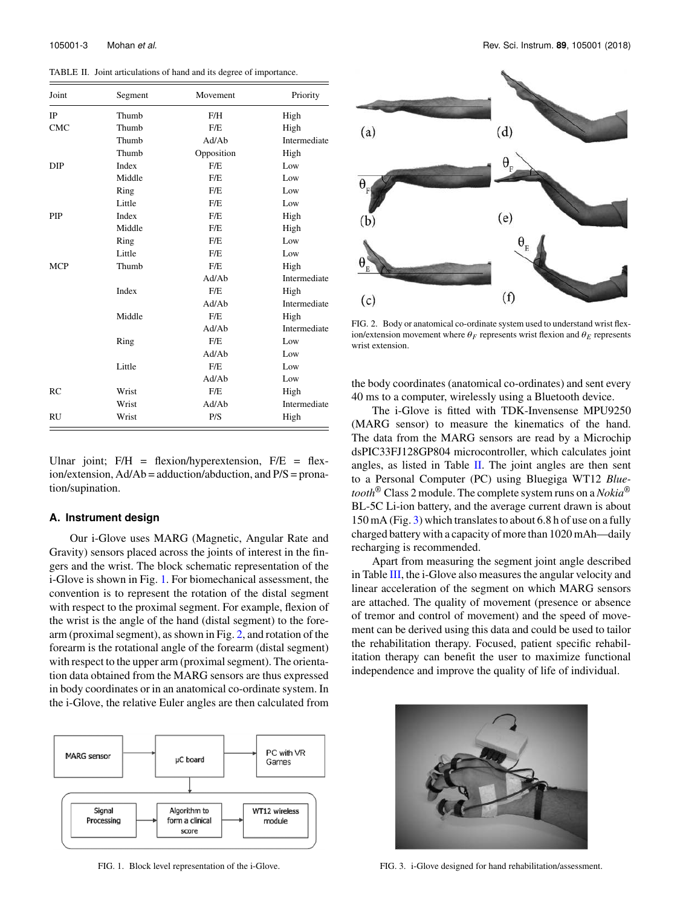TABLE II. Joint articulations of hand and its degree of importance.

| Joint | Segment | Movement | Priority |
|---|---|---|---|
| IP | Thumb | F/H | High |
| CMC | Thumb | F/E | High |
| | Thumb | Ad/Ab | Intermediate |
| | Thumb | Opposition | High |
| DIP | Index | F/E | Low |
| | Middle | F/E | Low |
| | Ring | F/E | Low |
| | Little | F/E | Low |
| PIP | Index | F/E | High |
| | Middle | F/E | High |
| | Ring | F/E | Low |
| | Little | F/E | Low |
| MCP | Thumb | F/E | High |
| | | Ad/Ab | Intermediate |
| | Index | F/E | High |
| | | Ad/Ab | Intermediate |
| | Middle | F/E | High |
| | | Ad/Ab | Intermediate |
| | Ring | F/E | Low |
| | | Ad/Ab | Low |
| | Little | F/E | Low |
| | | Ad/Ab | Low |
| RC | Wrist | F/E | High |
| | Wrist | Ad/Ab | Intermediate |
| RU | Wrist | P/S | High |

Ulnar joint; F/H = flexion/hyperextension, F/E = flexion/extension, Ad/Ab = adduction/abduction, and P/S = pronation/supination.

### A. Instrument design

Our i-Glove uses MARG (Magnetic, Angular Rate and Gravity) sensors placed across the joints of interest in the fingers and the wrist. The block schematic representation of the i-Glove is shown in Fig. 1. For biomechanical assessment, the convention is to represent the rotation of the distal segment with respect to the proximal segment. For example, flexion of the wrist is the angle of the hand (distal segment) to the forearm (proximal segment), as shown in Fig. 2, and rotation of the forearm is the rotational angle of the forearm (distal segment) with respect to the upper arm (proximal segment). The orientation data obtained from the MARG sensors are thus expressed in body coordinates or in an anatomical co-ordinate system. In the i-Glove, the relative Euler angles are then calculated from the body coordinates (anatomical co-ordinates) and sent every 40 ms to a computer, wirelessly using a Bluetooth device.

FIG. 1. Block level representation of the i-Glove.

FIG. 2. Body or anatomical co-ordinate system used to understand wrist flexion/extension movement where $\theta_F$ represents wrist flexion and $\theta_E$ represents wrist extension.

The i-Glove is fitted with TDK-Invensense MPU9250 (MARG sensor) to measure the kinematics of the hand. The data from the MARG sensors are read by a Microchip dsPIC33FJ128GP804 microcontroller, which calculates joint angles, as listed in Table II. The joint angles are then sent to a Personal Computer (PC) using Bluegiga WT12 *Bluetooth*® Class 2 module. The complete system runs on a *Nokia*® BL-5C Li-ion battery, and the average current drawn is about 150 mA (Fig. 3) which translates to about 6.8 h of use on a fully charged battery with a capacity of more than 1020 mAh—daily recharging is recommended.

Apart from measuring the segment joint angle described in Table III, the i-Glove also measures the angular velocity and linear acceleration of the segment on which MARG sensors are attached. The quality of movement (presence or absence of tremor and control of movement) and the speed of movement can be derived using this data and could be used to tailor the rehabilitation therapy. Focused, patient specific rehabilitation therapy can benefit the user to maximize functional independence and improve the quality of life of individual.

FIG. 3. i-Glove designed for hand rehabilitation/assessment.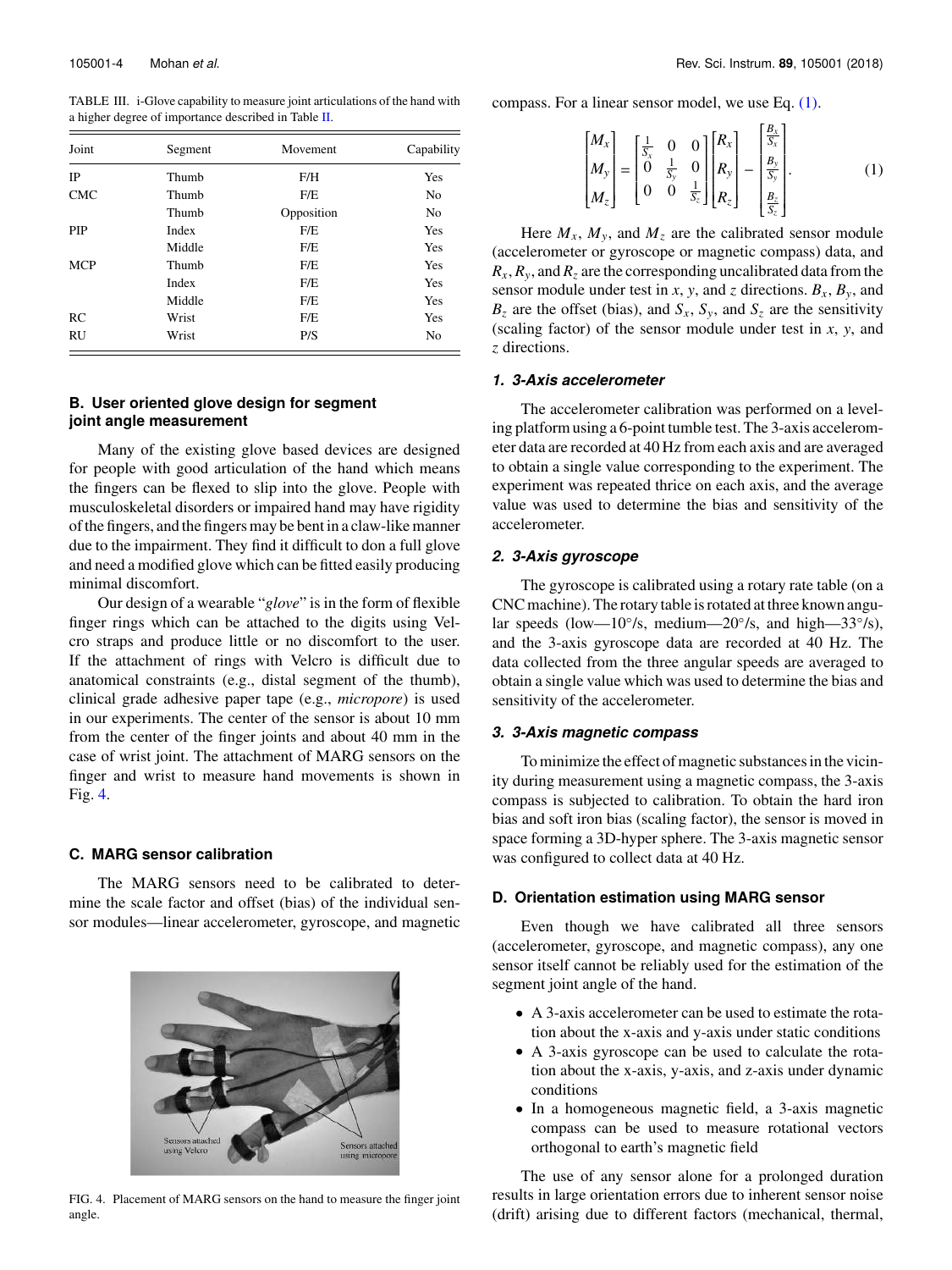TABLE III. i-Glove capability to measure joint articulations of the hand with a higher degree of importance described in Table II.

| Joint | Segment | Movement | Capability |
|---|---|---|---|
| IP | Thumb | F/H | Yes |
| CMC | Thumb | F/E | No |
| | Thumb | Opposition | No |
| PIP | Index | F/E | Yes |
| | Middle | F/E | Yes |
| MCP | Thumb | F/E | Yes |
| | Index | F/E | Yes |
| | Middle | F/E | Yes |
| RC | Wrist | F/E | Yes |
| RU | Wrist | P/S | No |

## B. User oriented glove design for segment joint angle measurement

Many of the existing glove based devices are designed for people with good articulation of the hand which means the fingers can be flexed to slip into the glove. People with musculoskeletal disorders or impaired hand may have rigidity of the fingers, and the fingers may be bent in a claw-like manner due to the impairment. They find it difficult to don a full glove and need a modified glove which can be fitted easily producing minimal discomfort.

Our design of a wearable "*glove*" is in the form of flexible finger rings which can be attached to the digits using Velcro straps and produce little or no discomfort to the user. If the attachment of rings with Velcro is difficult due to anatomical constraints (e.g., distal segment of the thumb), clinical grade adhesive paper tape (e.g., *micropore*) is used in our experiments. The center of the sensor is about 10 mm from the center of the finger joints and about 40 mm in the case of wrist joint. The attachment of MARG sensors on the finger and wrist to measure hand movements is shown in Fig. 4.

## C. MARG sensor calibration

The MARG sensors need to be calibrated to determine the scale factor and offset (bias) of the individual sensor modules—linear accelerometer, gyroscope, and magnetic compass. For a linear sensor model, we use Eq. (1).

$$\begin{bmatrix} M_x \\ M_y \\ M_z \end{bmatrix} = \begin{bmatrix} \frac{1}{S_x} & 0 & 0 \\ 0 & \frac{1}{S_y} & 0 \\ 0 & 0 & \frac{1}{S_z} \end{bmatrix} \begin{bmatrix} R_x \\ R_y \\ R_z \end{bmatrix} - \begin{bmatrix} \frac{B_x}{S_x} \\ \frac{B_y}{S_y} \\ \frac{B_z}{S_z} \end{bmatrix}. \tag{1}$$

Here $M_x$, $M_y$, and $M_z$ are the calibrated sensor module (accelerometer or gyroscope or magnetic compass) data, and $R_x$, $R_y$, and $R_z$ are the corresponding uncalibrated data from the sensor module under test in $x$, $y$, and $z$ directions. $B_x$, $B_y$, and $B_z$ are the offset (bias), and $S_x$, $S_y$, and $S_z$ are the sensitivity (scaling factor) of the sensor module under test in $x$, $y$, and $z$ directions.

### 1. 3-Axis accelerometer

The accelerometer calibration was performed on a leveling platform using a 6-point tumble test. The 3-axis accelerometer data are recorded at 40 Hz from each axis and are averaged to obtain a single value corresponding to the experiment. The experiment was repeated thrice on each axis, and the average value was used to determine the bias and sensitivity of the accelerometer.

### 2. 3-Axis gyroscope

The gyroscope is calibrated using a rotary rate table (on a CNC machine). The rotary table is rotated at three known angular speeds (low—10°/s, medium—20°/s, and high—33°/s), and the 3-axis gyroscope data are recorded at 40 Hz. The data collected from the three angular speeds are averaged to obtain a single value which was used to determine the bias and sensitivity of the accelerometer.

### 3. 3-Axis magnetic compass

To minimize the effect of magnetic substances in the vicinity during measurement using a magnetic compass, the 3-axis compass is subjected to calibration. To obtain the hard iron bias and soft iron bias (scaling factor), the sensor is moved in space forming a 3D-hyper sphere. The 3-axis magnetic sensor was configured to collect data at 40 Hz.

## D. Orientation estimation using MARG sensor

Even though we have calibrated all three sensors (accelerometer, gyroscope, and magnetic compass), any one sensor itself cannot be reliably used for the estimation of the segment joint angle of the hand.

- A 3-axis accelerometer can be used to estimate the rotation about the x-axis and y-axis under static conditions
- A 3-axis gyroscope can be used to calculate the rotation about the x-axis, y-axis, and z-axis under dynamic conditions
- In a homogeneous magnetic field, a 3-axis magnetic compass can be used to measure rotational vectors orthogonal to earth's magnetic field

The use of any sensor alone for a prolonged duration results in large orientation errors due to inherent sensor noise (drift) arising due to different factors (mechanical, thermal,

FIG. 4. Placement of MARG sensors on the hand to measure the finger joint angle.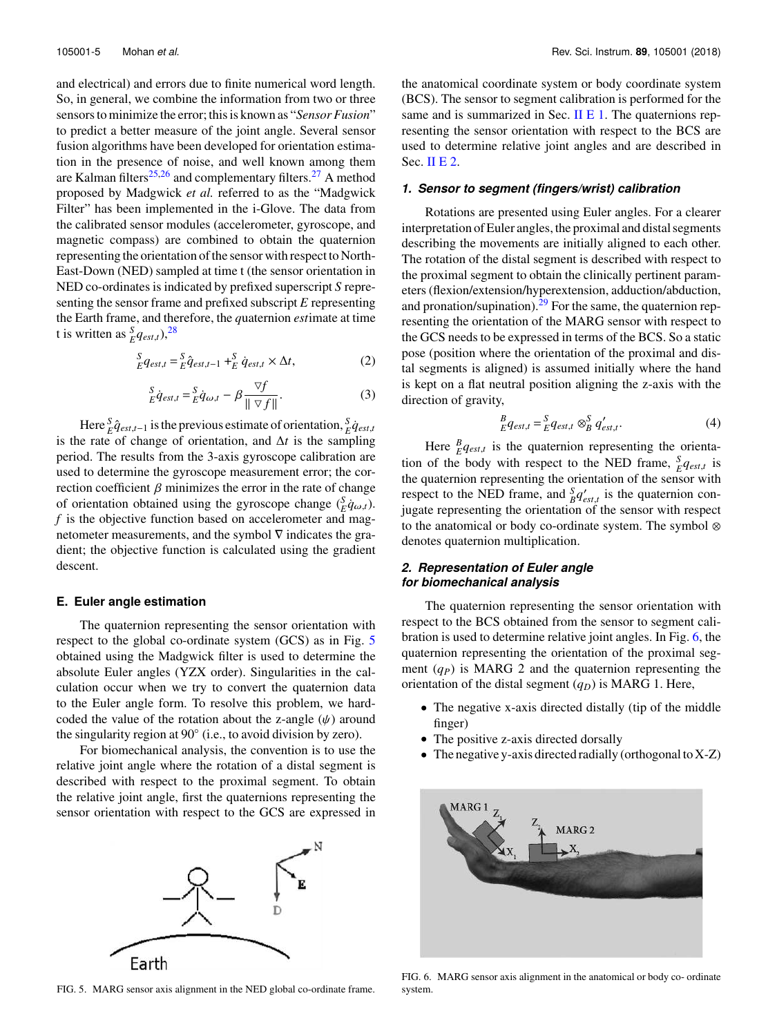and electrical) and errors due to finite numerical word length. So, in general, we combine the information from two or three sensors to minimize the error; this is known as "*Sensor Fusion*" to predict a better measure of the joint angle. Several sensor fusion algorithms have been developed for orientation estimation in the presence of noise, and well known among them are Kalman filters[25,26] and complementary filters.[27] A method proposed by Madgwick *et al.* referred to as the "Madgwick Filter" has been implemented in the i-Glove. The data from the calibrated sensor modules (accelerometer, gyroscope, and magnetic compass) are combined to obtain the quaternion representing the orientation of the sensor with respect to North-East-Down (NED) sampled at time t (the sensor orientation in NED co-ordinates is indicated by prefixed superscript $S$ representing the sensor frame and prefixed subscript $E$ representing the Earth frame, and therefore, the *q*uaternion *est*imate at time t is written as ${}^{S}_{E}q_{est,t}$),[28]

$$ {}^{S}_{E}q_{est,t} = {}^{S}_{E}\hat{q}_{est,t-1} + {}^{S}_{E}\dot{q}_{est,t} \times \Delta t, \tag{2} $$

$$ {}^{S}_{E}\dot{q}_{est,t} = {}^{S}_{E}\dot{q}_{\omega,t} - \beta \frac{\nabla f}{\| \nabla f \|}. \tag{3} $$

Here ${}^{S}_{E}\hat{q}_{est,t-1}$ is the previous estimate of orientation, ${}^{S}_{E}\dot{q}_{est,t}$ is the rate of change of orientation, and $\Delta t$ is the sampling period. The results from the 3-axis gyroscope calibration are used to determine the gyroscope measurement error; the correction coefficient $\beta$ minimizes the error in the rate of change of orientation obtained using the gyroscope change (${}^{S}_{E}\dot{q}_{\omega,t}$). $f$ is the objective function based on accelerometer and magnetometer measurements, and the symbol $\nabla$ indicates the gradient; the objective function is calculated using the gradient descent.

### E. Euler angle estimation

The quaternion representing the sensor orientation with respect to the global co-ordinate system (GCS) as in Fig. 5 obtained using the Madgwick filter is used to determine the absolute Euler angles (YZX order). Singularities in the calculation occur when we try to convert the quaternion data to the Euler angle form. To resolve this problem, we hard-coded the value of the rotation about the z-angle ($\psi$) around the singularity region at 90° (i.e., to avoid division by zero).

For biomechanical analysis, the convention is to use the relative joint angle where the rotation of a distal segment is described with respect to the proximal segment. To obtain the relative joint angle, first the quaternions representing the sensor orientation with respect to the GCS are expressed in the anatomical coordinate system or body coordinate system (BCS). The sensor to segment calibration is performed for the same and is summarized in Sec. II E 1. The quaternions representing the sensor orientation with respect to the BCS are used to determine relative joint angles and are described in Sec. II E 2.

FIG. 5. MARG sensor axis alignment in the NED global co-ordinate frame.

#### 1. Sensor to segment (fingers/wrist) calibration

Rotations are presented using Euler angles. For a clearer interpretation of Euler angles, the proximal and distal segments describing the movements are initially aligned to each other. The rotation of the distal segment is described with respect to the proximal segment to obtain the clinically pertinent parameters (flexion/extension/hyperextension, adduction/abduction, and pronation/supination).[29] For the same, the quaternion representing the orientation of the MARG sensor with respect to the GCS needs to be expressed in terms of the BCS. So a static pose (position where the orientation of the proximal and distal segments is aligned) is assumed initially where the hand is kept on a flat neutral position aligning the z-axis with the direction of gravity,

$$ {}^{B}_{E}q_{est,t} = {}^{S}_{E}q_{est,t} \otimes {}^{S}_{B}q'_{est,t}. \tag{4} $$

Here ${}^{B}_{E}q_{est,t}$ is the quaternion representing the orientation of the body with respect to the NED frame, ${}^{S}_{E}q_{est,t}$ is the quaternion representing the orientation of the sensor with respect to the NED frame, and ${}^{S}_{B}q'_{est,t}$ is the quaternion conjugate representing the orientation of the sensor with respect to the anatomical or body co-ordinate system. The symbol $\otimes$ denotes quaternion multiplication.

#### 2. Representation of Euler angle for biomechanical analysis

The quaternion representing the sensor orientation with respect to the BCS obtained from the sensor to segment calibration is used to determine relative joint angles. In Fig. 6, the quaternion representing the orientation of the proximal segment ($q_P$) is MARG 2 and the quaternion representing the orientation of the distal segment ($q_D$) is MARG 1. Here,

- The negative x-axis directed distally (tip of the middle finger)
- The positive z-axis directed dorsally
- The negative y-axis directed radially (orthogonal to X-Z)

FIG. 6. MARG sensor axis alignment in the anatomical or body co- ordinate system.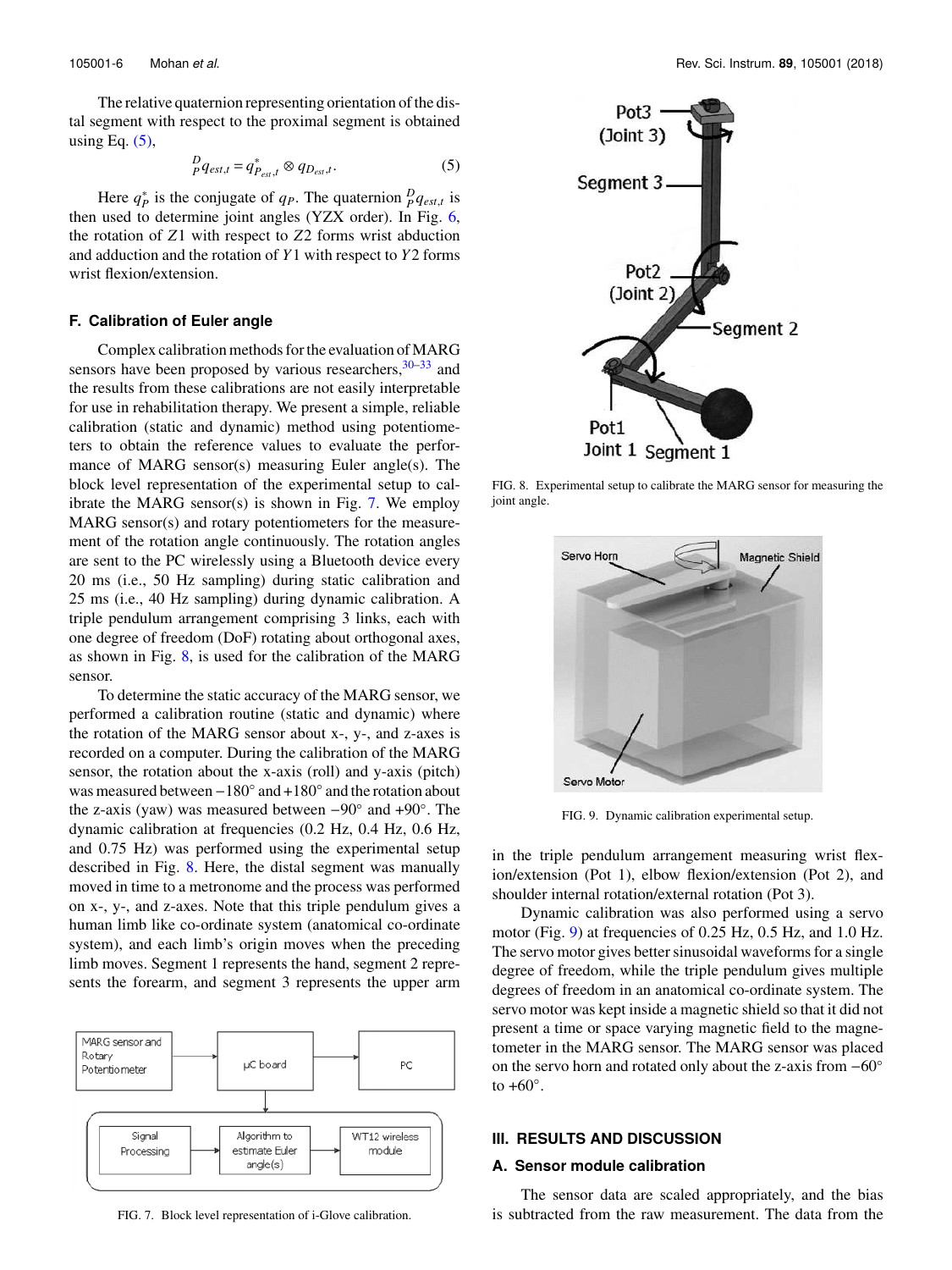The relative quaternion representing orientation of the distal segment with respect to the proximal segment is obtained using Eq. (5),

$$ {}^{D}_{P}q_{est,t} = q^{*}_{P_{est},t} \otimes q_{D_{est},t}. \tag{5} $$

Here $q^{*}_{P}$ is the conjugate of $q_P$. The quaternion ${}^{D}_{P}q_{est,t}$ is then used to determine joint angles (YZX order). In Fig. 6, the rotation of $Z1$ with respect to $Z2$ forms wrist abduction and adduction and the rotation of $Y1$ with respect to $Y2$ forms wrist flexion/extension.

### F. Calibration of Euler angle

Complex calibration methods for the evaluation of MARG sensors have been proposed by various researchers,[30–33] and the results from these calibrations are not easily interpretable for use in rehabilitation therapy. We present a simple, reliable calibration (static and dynamic) method using potentiometers to obtain the reference values to evaluate the performance of MARG sensor(s) measuring Euler angle(s). The block level representation of the experimental setup to calibrate the MARG sensor(s) is shown in Fig. 7. We employ MARG sensor(s) and rotary potentiometers for the measurement of the rotation angle continuously. The rotation angles are sent to the PC wirelessly using a Bluetooth device every 20 ms (i.e., 50 Hz sampling) during static calibration and 25 ms (i.e., 40 Hz sampling) during dynamic calibration. A triple pendulum arrangement comprising 3 links, each with one degree of freedom (DoF) rotating about orthogonal axes, as shown in Fig. 8, is used for the calibration of the MARG sensor.

To determine the static accuracy of the MARG sensor, we performed a calibration routine (static and dynamic) where the rotation of the MARG sensor about x-, y-, and z-axes is recorded on a computer. During the calibration of the MARG sensor, the rotation about the x-axis (roll) and y-axis (pitch) was measured between −180° and +180° and the rotation about the z-axis (yaw) was measured between −90° and +90°. The dynamic calibration at frequencies (0.2 Hz, 0.4 Hz, 0.6 Hz, and 0.75 Hz) was performed using the experimental setup described in Fig. 8. Here, the distal segment was manually moved in time to a metronome and the process was performed on x-, y-, and z-axes. Note that this triple pendulum gives a human limb like co-ordinate system (anatomical co-ordinate system), and each limb's origin moves when the preceding limb moves. Segment 1 represents the hand, segment 2 represents the forearm, and segment 3 represents the upper arm in the triple pendulum arrangement measuring wrist flexion/extension (Pot 1), elbow flexion/extension (Pot 2), and shoulder internal rotation/external rotation (Pot 3).

FIG. 7. Block level representation of i-Glove calibration.

FIG. 8. Experimental setup to calibrate the MARG sensor for measuring the joint angle.

FIG. 9. Dynamic calibration experimental setup.

Dynamic calibration was also performed using a servo motor (Fig. 9) at frequencies of 0.25 Hz, 0.5 Hz, and 1.0 Hz. The servo motor gives better sinusoidal waveforms for a single degree of freedom, while the triple pendulum gives multiple degrees of freedom in an anatomical co-ordinate system. The servo motor was kept inside a magnetic shield so that it did not present a time or space varying magnetic field to the magnetometer in the MARG sensor. The MARG sensor was placed on the servo horn and rotated only about the z-axis from −60° to +60°.

## III. RESULTS AND DISCUSSION

### A. Sensor module calibration

The sensor data are scaled appropriately, and the bias is subtracted from the raw measurement. The data from the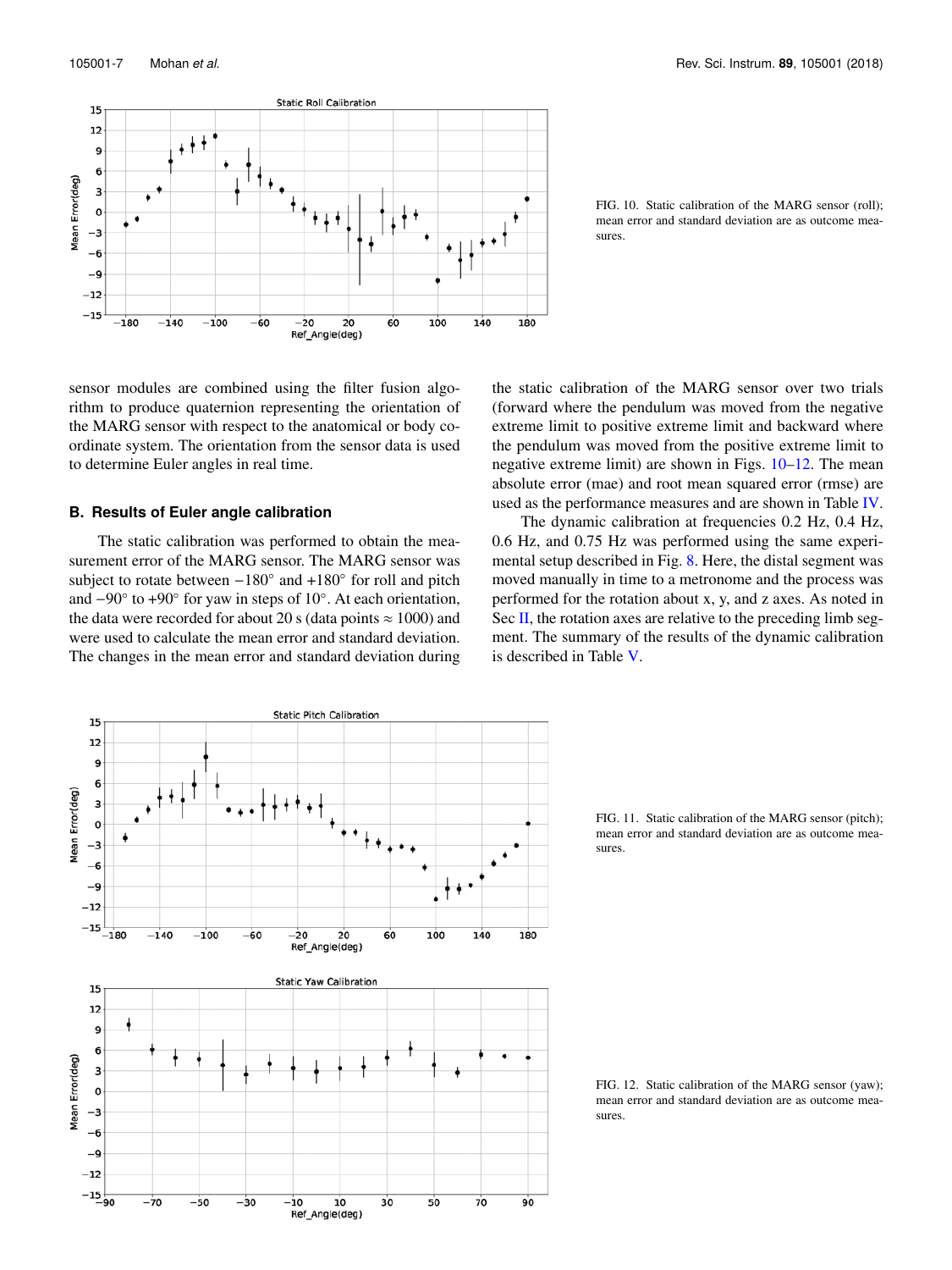FIG. 10. Static calibration of the MARG sensor (roll); mean error and standard deviation are as outcome measures.

sensor modules are combined using the filter fusion algorithm to produce quaternion representing the orientation of the MARG sensor with respect to the anatomical or body coordinate system. The orientation from the sensor data is used to determine Euler angles in real time.

### B. Results of Euler angle calibration

The static calibration was performed to obtain the measurement error of the MARG sensor. The MARG sensor was subject to rotate between −180° and +180° for roll and pitch and −90° to +90° for yaw in steps of 10°. At each orientation, the data were recorded for about 20 s (data points ≈ 1000) and were used to calculate the mean error and standard deviation. The changes in the mean error and standard deviation during the static calibration of the MARG sensor over two trials (forward where the pendulum was moved from the negative extreme limit to positive extreme limit and backward where the pendulum was moved from the positive extreme limit to negative extreme limit) are shown in Figs. 10–12. The mean absolute error (mae) and root mean squared error (rmse) are used as the performance measures and are shown in Table IV.

The dynamic calibration at frequencies 0.2 Hz, 0.4 Hz, 0.6 Hz, and 0.75 Hz was performed using the same experimental setup described in Fig. 8. Here, the distal segment was moved manually in time to a metronome and the process was performed for the rotation about x, y, and z axes. As noted in Sec II, the rotation axes are relative to the preceding limb segment. The summary of the results of the dynamic calibration is described in Table V.

FIG. 11. Static calibration of the MARG sensor (pitch); mean error and standard deviation are as outcome measures.

FIG. 12. Static calibration of the MARG sensor (yaw); mean error and standard deviation are as outcome measures.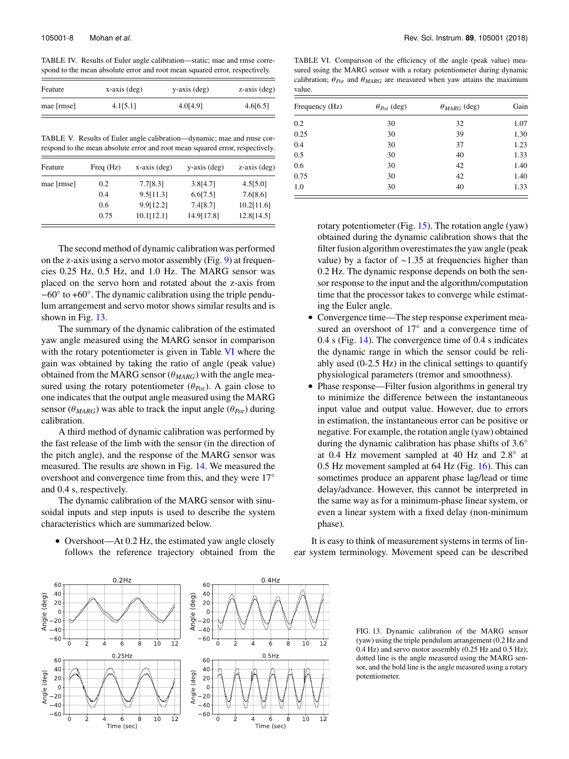TABLE IV. Results of Euler angle calibration—static; mae and rmse correspond to the mean absolute error and root mean squared error, respectively.

| Feature | x-axis (deg) | y-axis (deg) | z-axis (deg) |
|---|---|---|---|
| mae [rmse] | 4.1[5.1] | 4.0[4.9] | 4.6[6.5] |

TABLE V. Results of Euler angle calibration—dynamic; mae and rmse correspond to the mean absolute error and root mean squared error, respectively.

| Feature | Freq (Hz) | x-axis (deg) | y-axis (deg) | z-axis (deg) |
|---|---|---|---|---|
| mae [rmse] | 0.2 | 7.7[8.3] | 3.8[4.7] | 4.5[5.0] |
| | 0.4 | 9.5[11.3] | 6.6[7.5] | 7.6[8.6] |
| | 0.6 | 9.9[12.2] | 7.4[8.7] | 10.2[11.6] |
| | 0.75 | 10.1[12.1] | 14.9[17.8] | 12.8[14.5] |

The second method of dynamic calibration was performed on the z-axis using a servo motor assembly (Fig. 9) at frequencies 0.25 Hz, 0.5 Hz, and 1.0 Hz. The MARG sensor was placed on the servo horn and rotated about the z-axis from $-60°$ to $+60°$. The dynamic calibration using the triple pendulum arrangement and servo motor shows similar results and is shown in Fig. 13.

The summary of the dynamic calibration of the estimated yaw angle measured using the MARG sensor in comparison with the rotary potentiometer is given in Table VI where the gain was obtained by taking the ratio of angle (peak value) obtained from the MARG sensor ($\theta_{MARG}$) with the angle measured using the rotary potentiometer ($\theta_{Pot}$). A gain close to one indicates that the output angle measured using the MARG sensor ($\theta_{MARG}$) was able to track the input angle ($\theta_{Pot}$) during calibration.

A third method of dynamic calibration was performed by the fast release of the limb with the sensor (in the direction of the pitch angle), and the response of the MARG sensor was measured. The results are shown in Fig. 14. We measured the overshoot and convergence time from this, and they were 17° and 0.4 s, respectively.

The dynamic calibration of the MARG sensor with sinusoidal inputs and step inputs is used to describe the system characteristics which are summarized below.

- Overshoot—At 0.2 Hz, the estimated yaw angle closely follows the reference trajectory obtained from the rotary potentiometer (Fig. 15). The rotation angle (yaw) obtained during the dynamic calibration shows that the filter fusion algorithm overestimates the yaw angle (peak value) by a factor of ∼1.35 at frequencies higher than 0.2 Hz. The dynamic response depends on both the sensor response to the input and the algorithm/computation time that the processor takes to converge while estimating the Euler angle.
- Convergence time—The step response experiment measured an overshoot of 17° and a convergence time of 0.4 s (Fig. 14). The convergence time of 0.4 s indicates the dynamic range in which the sensor could be reliably used (0-2.5 Hz) in the clinical settings to quantify physiological parameters (tremor and smoothness).
- Phase response—Filter fusion algorithms in general try to minimize the difference between the instantaneous input value and output value. However, due to errors in estimation, the instantaneous error can be positive or negative. For example, the rotation angle (yaw) obtained during the dynamic calibration has phase shifts of 3.6° at 0.4 Hz movement sampled at 40 Hz and 2.8° at 0.5 Hz movement sampled at 64 Hz (Fig. 16). This can sometimes produce an apparent phase lag/lead or time delay/advance. However, this cannot be interpreted in the same way as for a minimum-phase linear system, or even a linear system with a fixed delay (non-minimum phase).

TABLE VI. Comparison of the efficiency of the angle (peak value) measured using the MARG sensor with a rotary potentiometer during dynamic calibration; $\theta_{Pot}$ and $\theta_{MARG}$ are measured when yaw attains the maximum value.

| Frequency (Hz) | $\theta_{Pot}$ (deg) | $\theta_{MARG}$ (deg) | Gain |
|---|---|---|---|
| 0.2 | 30 | 32 | 1.07 |
| 0.25 | 30 | 39 | 1.30 |
| 0.4 | 30 | 37 | 1.23 |
| 0.5 | 30 | 40 | 1.33 |
| 0.6 | 30 | 42 | 1.40 |
| 0.75 | 30 | 42 | 1.40 |
| 1.0 | 30 | 40 | 1.33 |

It is easy to think of measurement systems in terms of linear system terminology. Movement speed can be described

FIG. 13. Dynamic calibration of the MARG sensor (yaw) using the triple pendulum arrangement (0.2 Hz and 0.4 Hz) and servo motor assembly (0.25 Hz and 0.5 Hz); dotted line is the angle measured using the MARG sensor, and the bold line is the angle measured using a rotary potentiometer.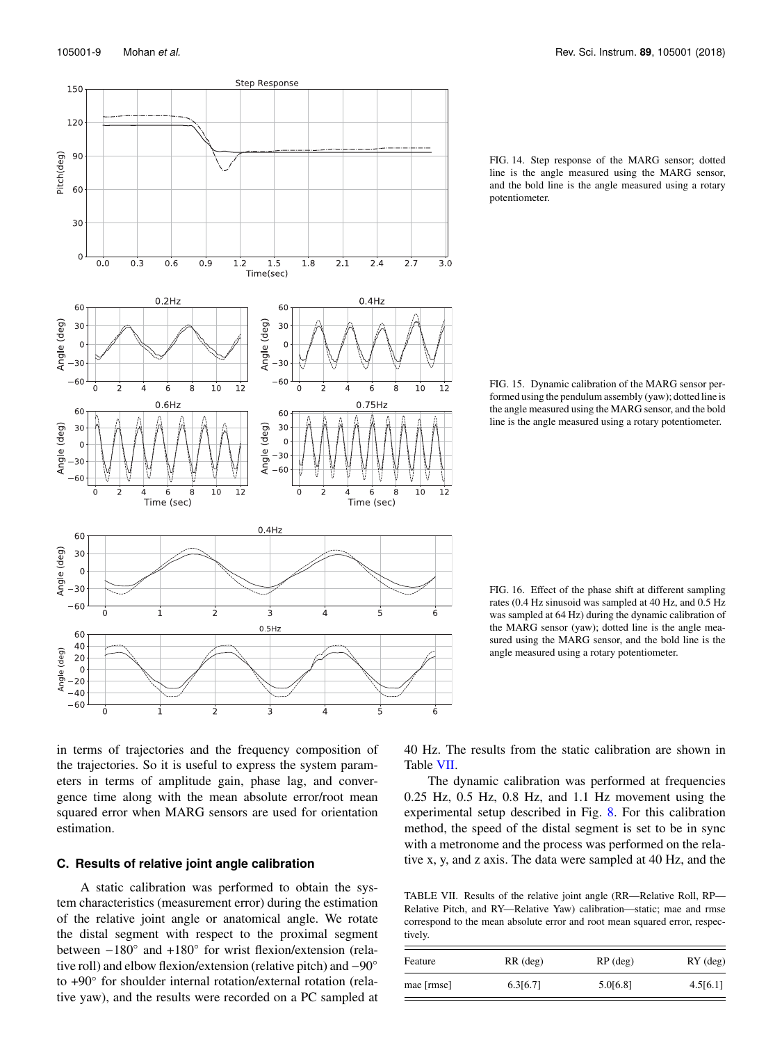FIG. 14. Step response of the MARG sensor; dotted line is the angle measured using the MARG sensor, and the bold line is the angle measured using a rotary potentiometer.

FIG. 15. Dynamic calibration of the MARG sensor performed using the pendulum assembly (yaw); dotted line is the angle measured using the MARG sensor, and the bold line is the angle measured using a rotary potentiometer.

FIG. 16. Effect of the phase shift at different sampling rates (0.4 Hz sinusoid was sampled at 40 Hz, and 0.5 Hz was sampled at 64 Hz) during the dynamic calibration of the MARG sensor (yaw); dotted line is the angle measured using the MARG sensor, and the bold line is the angle measured using a rotary potentiometer.

in terms of trajectories and the frequency composition of the trajectories. So it is useful to express the system parameters in terms of amplitude gain, phase lag, and convergence time along with the mean absolute error/root mean squared error when MARG sensors are used for orientation estimation.

### C. Results of relative joint angle calibration

A static calibration was performed to obtain the system characteristics (measurement error) during the estimation of the relative joint angle or anatomical angle. We rotate the distal segment with respect to the proximal segment between $-180°$ and $+180°$ for wrist flexion/extension (relative roll) and elbow flexion/extension (relative pitch) and $-90°$ to $+90°$ for shoulder internal rotation/external rotation (relative yaw), and the results were recorded on a PC sampled at 40 Hz. The results from the static calibration are shown in Table VII.

The dynamic calibration was performed at frequencies 0.25 Hz, 0.5 Hz, 0.8 Hz, and 1.1 Hz movement using the experimental setup described in Fig. 8. For this calibration method, the speed of the distal segment is set to be in sync with a metronome and the process was performed on the relative x, y, and z axis. The data were sampled at 40 Hz, and the

TABLE VII. Results of the relative joint angle (RR—Relative Roll, RP—Relative Pitch, and RY—Relative Yaw) calibration—static; mae and rmse correspond to the mean absolute error and root mean squared error, respectively.

| Feature | RR (deg) | RP (deg) | RY (deg) |
|---|---|---|---|
| mae [rmse] | 6.3[6.7] | 5.0[6.8] | 4.5[6.1] |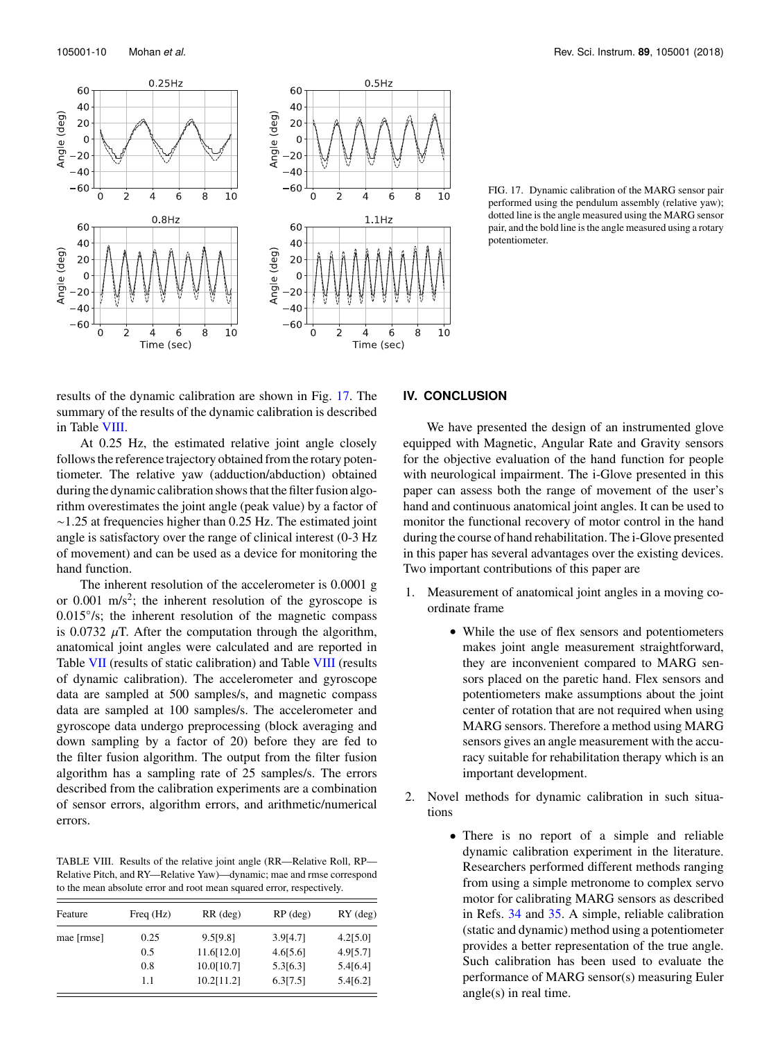FIG. 17. Dynamic calibration of the MARG sensor pair performed using the pendulum assembly (relative yaw); dotted line is the angle measured using the MARG sensor pair, and the bold line is the angle measured using a rotary potentiometer.

results of the dynamic calibration are shown in Fig. 17. The summary of the results of the dynamic calibration is described in Table VIII.

At 0.25 Hz, the estimated relative joint angle closely follows the reference trajectory obtained from the rotary potentiometer. The relative yaw (adduction/abduction) obtained during the dynamic calibration shows that the filter fusion algorithm overestimates the joint angle (peak value) by a factor of ∼1.25 at frequencies higher than 0.25 Hz. The estimated joint angle is satisfactory over the range of clinical interest (0-3 Hz of movement) and can be used as a device for monitoring the hand function.

The inherent resolution of the accelerometer is 0.0001 g or 0.001 m/s$^2$; the inherent resolution of the gyroscope is 0.015°/s; the inherent resolution of the magnetic compass is 0.0732 $\mu$T. After the computation through the algorithm, anatomical joint angles were calculated and are reported in Table VII (results of static calibration) and Table VIII (results of dynamic calibration). The accelerometer and gyroscope data are sampled at 500 samples/s, and magnetic compass data are sampled at 100 samples/s. The accelerometer and gyroscope data undergo preprocessing (block averaging and down sampling by a factor of 20) before they are fed to the filter fusion algorithm. The output from the filter fusion algorithm has a sampling rate of 25 samples/s. The errors described from the calibration experiments are a combination of sensor errors, algorithm errors, and arithmetic/numerical errors.

TABLE VIII. Results of the relative joint angle (RR—Relative Roll, RP—Relative Pitch, and RY—Relative Yaw)—dynamic; mae and rmse correspond to the mean absolute error and root mean squared error, respectively.

| Feature | Freq (Hz) | RR (deg) | RP (deg) | RY (deg) |
|---|---|---|---|---|
| mae [rmse] | 0.25 | 9.5[9.8] | 3.9[4.7] | 4.2[5.0] |
| | 0.5 | 11.6[12.0] | 4.6[5.6] | 4.9[5.7] |
| | 0.8 | 10.0[10.7] | 5.3[6.3] | 5.4[6.4] |
| | 1.1 | 10.2[11.2] | 6.3[7.5] | 5.4[6.2] |

## IV. CONCLUSION

We have presented the design of an instrumented glove equipped with Magnetic, Angular Rate and Gravity sensors for the objective evaluation of the hand function for people with neurological impairment. The i-Glove presented in this paper can assess both the range of movement of the user's hand and continuous anatomical joint angles. It can be used to monitor the functional recovery of motor control in the hand during the course of hand rehabilitation. The i-Glove presented in this paper has several advantages over the existing devices. Two important contributions of this paper are

1. Measurement of anatomical joint angles in a moving coordinate frame
   - While the use of flex sensors and potentiometers makes joint angle measurement straightforward, they are inconvenient compared to MARG sensors placed on the paretic hand. Flex sensors and potentiometers make assumptions about the joint center of rotation that are not required when using MARG sensors. Therefore a method using MARG sensors gives an angle measurement with the accuracy suitable for rehabilitation therapy which is an important development.
2. Novel methods for dynamic calibration in such situations
   - There is no report of a simple and reliable dynamic calibration experiment in the literature. Researchers performed different methods ranging from using a simple metronome to complex servo motor for calibrating MARG sensors as described in Refs. 34 and 35. A simple, reliable calibration (static and dynamic) method using a potentiometer provides a better representation of the true angle. Such calibration has been used to evaluate the performance of MARG sensor(s) measuring Euler angle(s) in real time.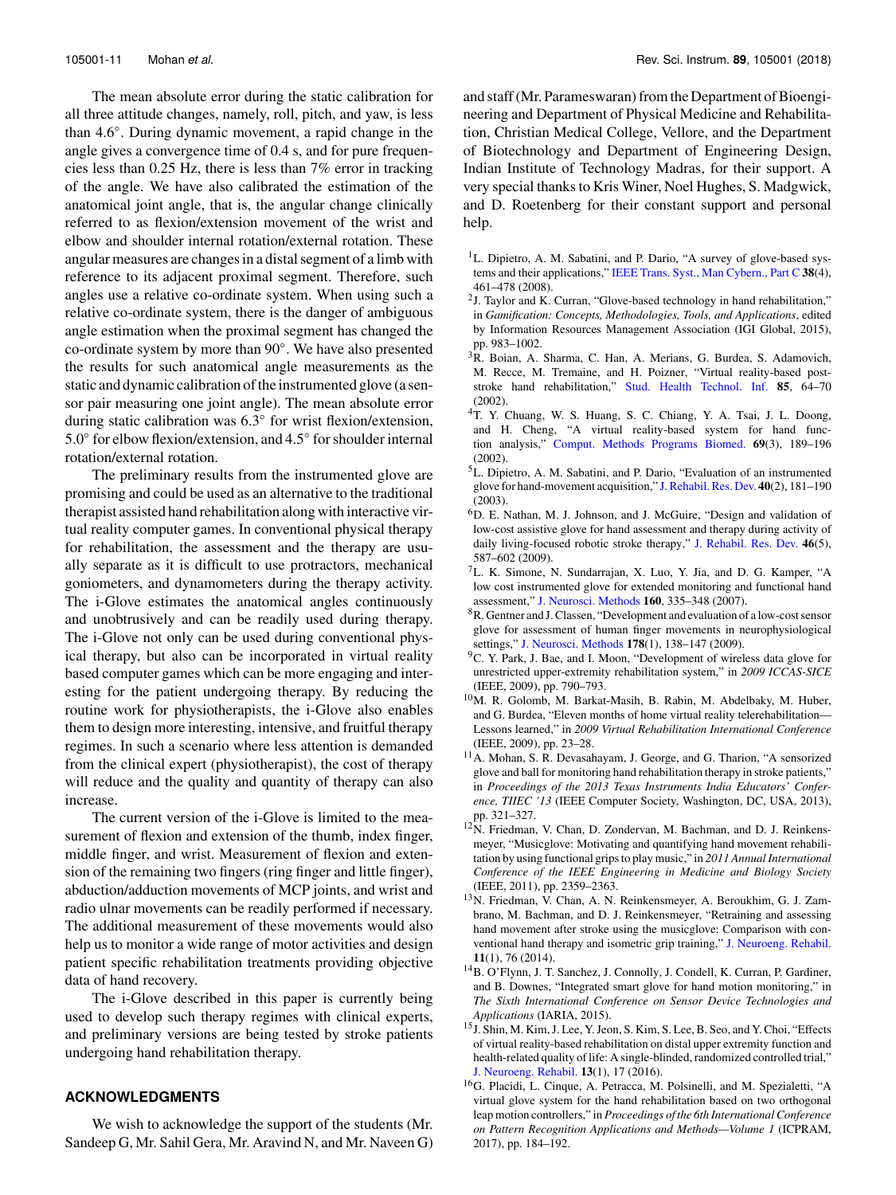The mean absolute error during the static calibration for all three attitude changes, namely, roll, pitch, and yaw, is less than 4.6°. During dynamic movement, a rapid change in the angle gives a convergence time of 0.4 s, and for pure frequencies less than 0.25 Hz, there is less than 7% error in tracking of the angle. We have also calibrated the estimation of the anatomical joint angle, that is, the angular change clinically referred to as flexion/extension movement of the wrist and elbow and shoulder internal rotation/external rotation. These angular measures are changes in a distal segment of a limb with reference to its adjacent proximal segment. Therefore, such angles use a relative co-ordinate system. When using such a relative co-ordinate system, there is the danger of ambiguous angle estimation when the proximal segment has changed the co-ordinate system by more than 90°. We have also presented the results for such anatomical angle measurements as the static and dynamic calibration of the instrumented glove (a sensor pair measuring one joint angle). The mean absolute error during static calibration was 6.3° for wrist flexion/extension, 5.0° for elbow flexion/extension, and 4.5° for shoulder internal rotation/external rotation.

The preliminary results from the instrumented glove are promising and could be used as an alternative to the traditional therapist assisted hand rehabilitation along with interactive virtual reality computer games. In conventional physical therapy for rehabilitation, the assessment and the therapy are usually separate as it is difficult to use protractors, mechanical goniometers, and dynamometers during the therapy activity. The i-Glove estimates the anatomical angles continuously and unobtrusively and can be readily used during therapy. The i-Glove not only can be used during conventional physical therapy, but also can be incorporated in virtual reality based computer games which can be more engaging and interesting for the patient undergoing therapy. By reducing the routine work for physiotherapists, the i-Glove also enables them to design more interesting, intensive, and fruitful therapy regimes. In such a scenario where less attention is demanded from the clinical expert (physiotherapist), the cost of therapy will reduce and the quality and quantity of therapy can also increase.

The current version of the i-Glove is limited to the measurement of flexion and extension of the thumb, index finger, middle finger, and wrist. Measurement of flexion and extension of the remaining two fingers (ring finger and little finger), abduction/adduction movements of MCP joints, and wrist and radio ulnar movements can be readily performed if necessary. The additional measurement of these movements would also help us to monitor a wide range of motor activities and design patient specific rehabilitation treatments providing objective data of hand recovery.

The i-Glove described in this paper is currently being used to develop such therapy regimes with clinical experts, and preliminary versions are being tested by stroke patients undergoing hand rehabilitation therapy.

## ACKNOWLEDGMENTS

We wish to acknowledge the support of the students (Mr. Sandeep G, Mr. Sahil Gera, Mr. Aravind N, and Mr. Naveen G) and staff (Mr. Parameswaran) from the Department of Bioengineering and Department of Physical Medicine and Rehabilitation, Christian Medical College, Vellore, and the Department of Biotechnology and Department of Engineering Design, Indian Institute of Technology Madras, for their support. A very special thanks to Kris Winer, Noel Hughes, S. Madgwick, and D. Roetenberg for their constant support and personal help.

[1] L. Dipietro, A. M. Sabatini, and P. Dario, "A survey of glove-based systems and their applications," IEEE Trans. Syst., Man Cybern., Part C **38**(4), 461–478 (2008).

[2] J. Taylor and K. Curran, "Glove-based technology in hand rehabilitation," in *Gamification: Concepts, Methodologies, Tools, and Applications*, edited by Information Resources Management Association (IGI Global, 2015), pp. 983–1002.

[3] R. Boian, A. Sharma, C. Han, A. Merians, G. Burdea, S. Adamovich, M. Recce, M. Tremaine, and H. Poizner, "Virtual reality-based post-stroke hand rehabilitation," Stud. Health Technol. Inf. **85**, 64–70 (2002).

[4] T. Y. Chuang, W. S. Huang, S. C. Chiang, Y. A. Tsai, J. L. Doong, and H. Cheng, "A virtual reality-based system for hand function analysis," Comput. Methods Programs Biomed. **69**(3), 189–196 (2002).

[5] L. Dipietro, A. M. Sabatini, and P. Dario, "Evaluation of an instrumented glove for hand-movement acquisition," J. Rehabil. Res. Dev. **40**(2), 181–190 (2003).

[6] D. E. Nathan, M. J. Johnson, and J. McGuire, "Design and validation of low-cost assistive glove for hand assessment and therapy during activity of daily living-focused robotic stroke therapy," J. Rehabil. Res. Dev. **46**(5), 587–602 (2009).

[7] L. K. Simone, N. Sundarrajan, X. Luo, Y. Jia, and D. G. Kamper, "A low cost instrumented glove for extended monitoring and functional hand assessment," J. Neurosci. Methods **160**, 335–348 (2007).

[8] R. Gentner and J. Classen, "Development and evaluation of a low-cost sensor glove for assessment of human finger movements in neurophysiological settings," J. Neurosci. Methods **178**(1), 138–147 (2009).

[9] C. Y. Park, J. Bae, and I. Moon, "Development of wireless data glove for unrestricted upper-extremity rehabilitation system," in *2009 ICCAS-SICE* (IEEE, 2009), pp. 790–793.

[10] M. R. Golomb, M. Barkat-Masih, B. Rabin, M. Abdelbaky, M. Huber, and G. Burdea, "Eleven months of home virtual reality telerehabilitation—Lessons learned," in *2009 Virtual Rehabilitation International Conference* (IEEE, 2009), pp. 23–28.

[11] A. Mohan, S. R. Devasahayam, J. George, and G. Tharion, "A sensorized glove and ball for monitoring hand rehabilitation therapy in stroke patients," in *Proceedings of the 2013 Texas Instruments India Educators' Conference, TIIEC '13* (IEEE Computer Society, Washington, DC, USA, 2013), pp. 321–327.

[12] N. Friedman, V. Chan, D. Zondervan, M. Bachman, and D. J. Reinkensmeyer, "Musicglove: Motivating and quantifying hand movement rehabilitation by using functional grips to play music," in *2011 Annual International Conference of the IEEE Engineering in Medicine and Biology Society* (IEEE, 2011), pp. 2359–2363.

[13] N. Friedman, V. Chan, A. N. Reinkensmeyer, A. Beroukhim, G. J. Zambrano, M. Bachman, and D. J. Reinkensmeyer, "Retraining and assessing hand movement after stroke using the musicglove: Comparison with conventional hand therapy and isometric grip training," J. Neuroeng. Rehabil. **11**(1), 76 (2014).

[14] B. O'Flynn, J. T. Sanchez, J. Connolly, J. Condell, K. Curran, P. Gardiner, and B. Downes, "Integrated smart glove for hand motion monitoring," in *The Sixth International Conference on Sensor Device Technologies and Applications* (IARIA, 2015).

[15] J. Shin, M. Kim, J. Lee, Y. Jeon, S. Kim, S. Lee, B. Seo, and Y. Choi, "Effects of virtual reality-based rehabilitation on distal upper extremity function and health-related quality of life: A single-blinded, randomized controlled trial," J. Neuroeng. Rehabil. **13**(1), 17 (2016).

[16] G. Placidi, L. Cinque, A. Petracca, M. Polsinelli, and M. Spezialetti, "A virtual glove system for the hand rehabilitation based on two orthogonal leap motion controllers," in *Proceedings of the 6th International Conference on Pattern Recognition Applications and Methods—Volume 1* (ICPRAM, 2017), pp. 184–192.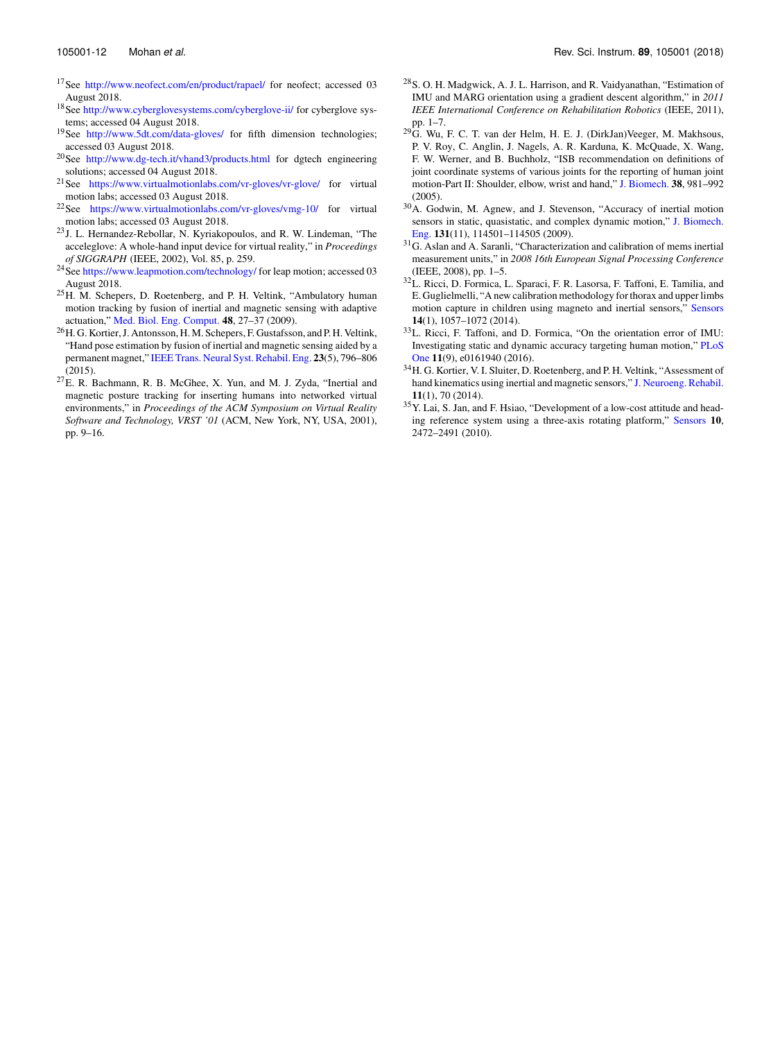[17] See http://www.neofect.com/en/product/rapael/ for neofect; accessed 03 August 2018.

[18] See http://www.cyberglovesystems.com/cyberglove-ii/ for cyberglove systems; accessed 04 August 2018.

[19] See http://www.5dt.com/data-gloves/ for fifth dimension technologies; accessed 03 August 2018.

[20] See http://www.dg-tech.it/vhand3/products.html for dgtech engineering solutions; accessed 04 August 2018.

[21] See https://www.virtualmotionlabs.com/vr-gloves/vr-glove/ for virtual motion labs; accessed 03 August 2018.

[22] See https://www.virtualmotionlabs.com/vr-gloves/vmg-10/ for virtual motion labs; accessed 03 August 2018.

[23] J. L. Hernandez-Rebollar, N. Kyriakopoulos, and R. W. Lindeman, "The acceleglove: A whole-hand input device for virtual reality," in *Proceedings of SIGGRAPH* (IEEE, 2002), Vol. 85, p. 259.

[24] See https://www.leapmotion.com/technology/ for leap motion; accessed 03 August 2018.

[25] H. M. Schepers, D. Roetenberg, and P. H. Veltink, "Ambulatory human motion tracking by fusion of inertial and magnetic sensing with adaptive actuation," Med. Biol. Eng. Comput. **48**, 27–37 (2009).

[26] H. G. Kortier, J. Antonsson, H. M. Schepers, F. Gustafsson, and P. H. Veltink, "Hand pose estimation by fusion of inertial and magnetic sensing aided by a permanent magnet," IEEE Trans. Neural Syst. Rehabil. Eng. **23**(5), 796–806 (2015).

[27] E. R. Bachmann, R. B. McGhee, X. Yun, and M. J. Zyda, "Inertial and magnetic posture tracking for inserting humans into networked virtual environments," in *Proceedings of the ACM Symposium on Virtual Reality Software and Technology, VRST '01* (ACM, New York, NY, USA, 2001), pp. 9–16.

[28] S. O. H. Madgwick, A. J. L. Harrison, and R. Vaidyanathan, "Estimation of IMU and MARG orientation using a gradient descent algorithm," in *2011 IEEE International Conference on Rehabilitation Robotics* (IEEE, 2011), pp. 1–7.

[29] G. Wu, F. C. T. van der Helm, H. E. J. (DirkJan)Veeger, M. Makhsous, P. V. Roy, C. Anglin, J. Nagels, A. R. Karduna, K. McQuade, X. Wang, F. W. Werner, and B. Buchholz, "ISB recommendation on definitions of joint coordinate systems of various joints for the reporting of human joint motion-Part II: Shoulder, elbow, wrist and hand," J. Biomech. **38**, 981–992 (2005).

[30] A. Godwin, M. Agnew, and J. Stevenson, "Accuracy of inertial motion sensors in static, quasistatic, and complex dynamic motion," J. Biomech. Eng. **131**(11), 114501–114505 (2009).

[31] G. Aslan and A. Saranli, "Characterization and calibration of mems inertial measurement units," in *2008 16th European Signal Processing Conference* (IEEE, 2008), pp. 1–5.

[32] L. Ricci, D. Formica, L. Sparaci, F. R. Lasorsa, F. Taffoni, E. Tamilia, and E. Guglielmelli, "A new calibration methodology for thorax and upper limbs motion capture in children using magneto and inertial sensors," Sensors **14**(1), 1057–1072 (2014).

[33] L. Ricci, F. Taffoni, and D. Formica, "On the orientation error of IMU: Investigating static and dynamic accuracy targeting human motion," PLoS One **11**(9), e0161940 (2016).

[34] H. G. Kortier, V. I. Sluiter, D. Roetenberg, and P. H. Veltink, "Assessment of hand kinematics using inertial and magnetic sensors," J. Neuroeng. Rehabil. **11**(1), 70 (2014).

[35] Y. Lai, S. Jan, and F. Hsiao, "Development of a low-cost attitude and heading reference system using a three-axis rotating platform," Sensors **10**, 2472–2491 (2010).